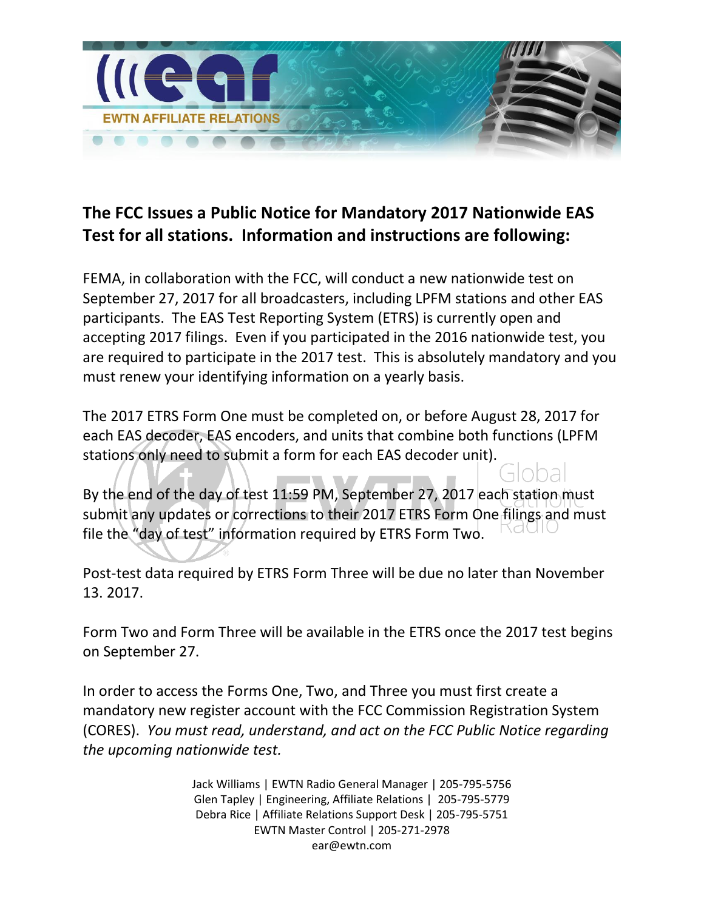# The FCC Issues a Public Notice for Mandatory 2017 Nationwide EAS Test for all stations. Information and instructions are following:

FEMA, in collaboration with the FCC, will conduct a new nationwide test on September 27, 2017 for all broadcasters, including LPFM stations and other EAS participants. The EAS Test Reporting System (ETRS) is currently open and accepting 2017 filings. Even if you participated in the 2016 nationwide test, you are required to participate in the 2017 test. This is absolutely mandatory and you must renew your identifying information on a yearly basis.

The 2017 ETRS Form One must be completed on, or before August 28, 2017 for each EAS decoder, EAS encoders, and units that combine both functions (LPFM stations only need to submit a form for each EAS decoder unit).

By the end of the day of test 11:59 PM, September 27, 2017 each station must submit any updates or corrections to their 2017 ETRS Form One filings and must file the "day of test" information required by ETRS Form Two.

Post-test data required by ETRS Form Three will be due no later than November 13. 2017.

Form Two and Form Three will be available in the ETRS once the 2017 test begins on September 27.

In order to access the Forms One, Two, and Three you must first create a mandatory new register account with the FCC Commission Registration System (CORES). *You must read, understand, and act on the FCC Public Notice regarding the upcoming nationwide test.*

Jack Williams | EWTN Radio General Manager | 205-795-5756
Glen Tapley | Engineering, Affiliate Relations | 205-795-5779
Debra Rice | Affiliate Relations Support Desk | 205-795-5751
EWTN Master Control | 205-271-2978
ear@ewtn.com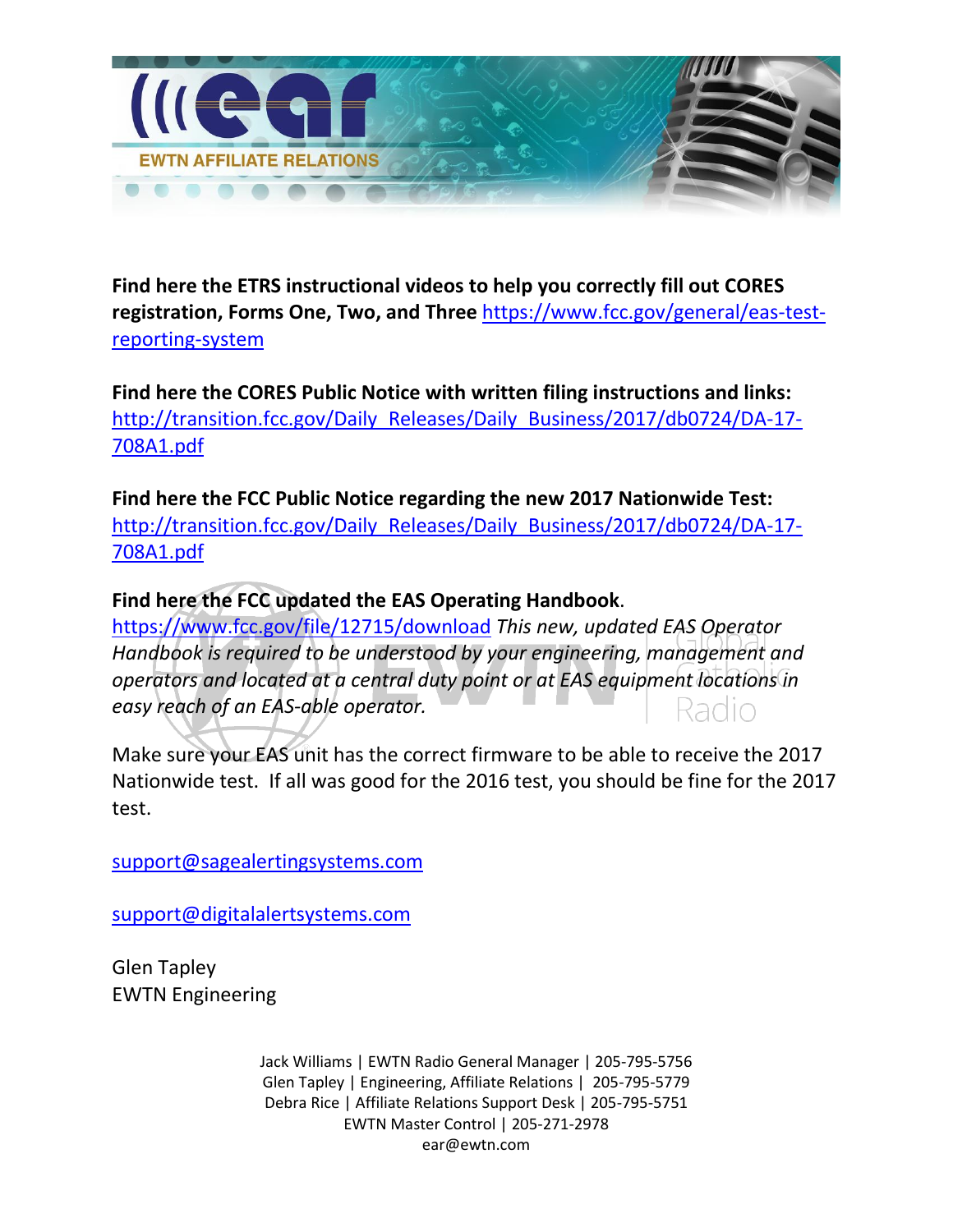**Find here the ETRS instructional videos to help you correctly fill out CORES registration, Forms One, Two, and Three** https://www.fcc.gov/general/eas-test-reporting-system

**Find here the CORES Public Notice with written filing instructions and links:** http://transition.fcc.gov/Daily_Releases/Daily_Business/2017/db0724/DA-17-708A1.pdf

**Find here the FCC Public Notice regarding the new 2017 Nationwide Test:** http://transition.fcc.gov/Daily_Releases/Daily_Business/2017/db0724/DA-17-708A1.pdf

**Find here the FCC updated the EAS Operating Handbook**.
https://www.fcc.gov/file/12715/download *This new, updated EAS Operator Handbook is required to be understood by your engineering, management and operators and located at a central duty point or at EAS equipment locations in easy reach of an EAS-able operator.*

Make sure your EAS unit has the correct firmware to be able to receive the 2017 Nationwide test. If all was good for the 2016 test, you should be fine for the 2017 test.

support@sagealertingsystems.com

support@digitalalertsystems.com

Glen Tapley
EWTN Engineering

Jack Williams | EWTN Radio General Manager | 205-795-5756
Glen Tapley | Engineering, Affiliate Relations | 205-795-5779
Debra Rice | Affiliate Relations Support Desk | 205-795-5751
EWTN Master Control | 205-271-2978
ear@ewtn.com